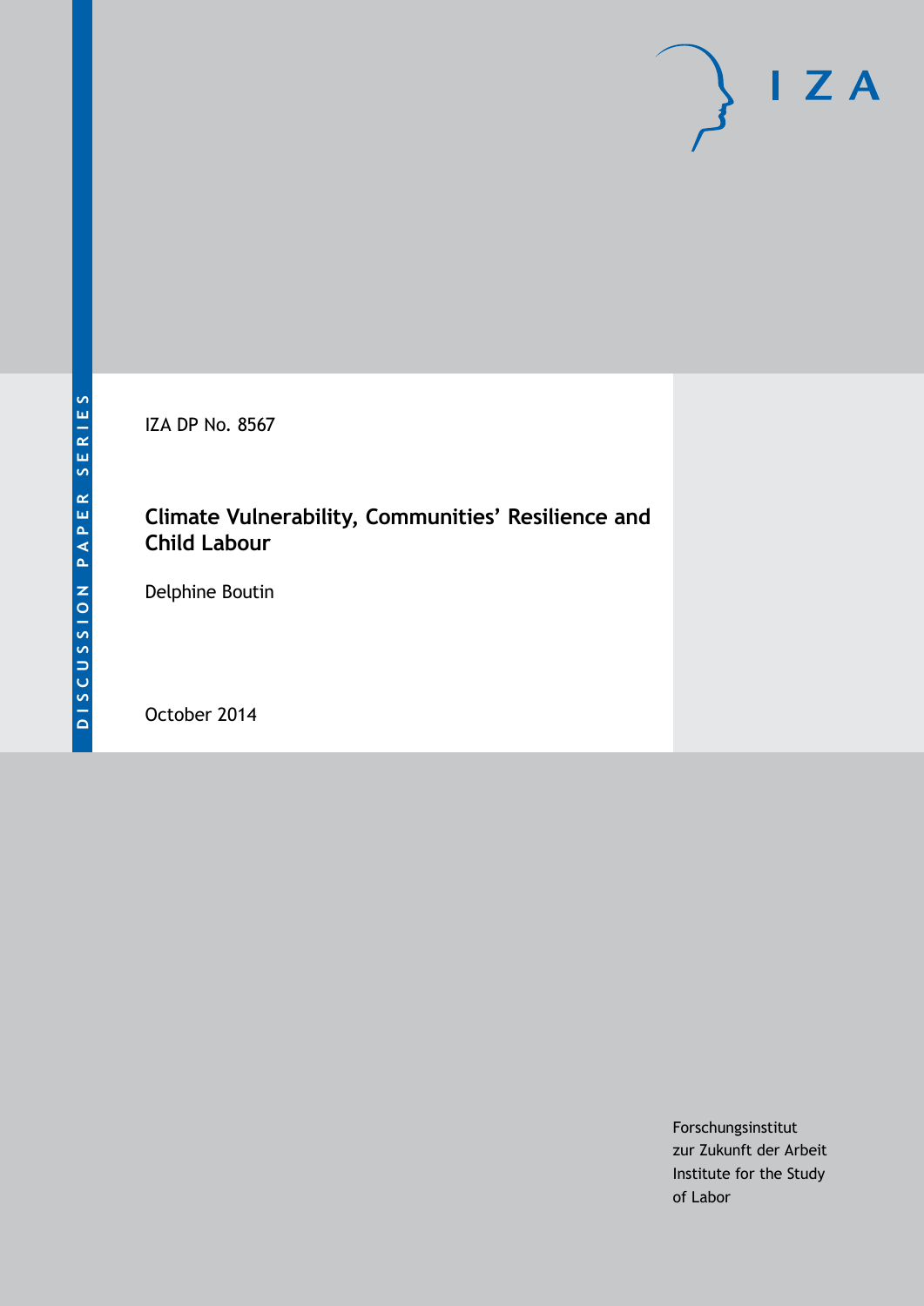DISCUSSION PAPER SERIES

IZA DP No. 8567

# Climate Vulnerability, Communities' Resilience and Child Labour

Delphine Boutin

October 2014

Forschungsinstitut
zur Zukunft der Arbeit
Institute for the Study
of Labor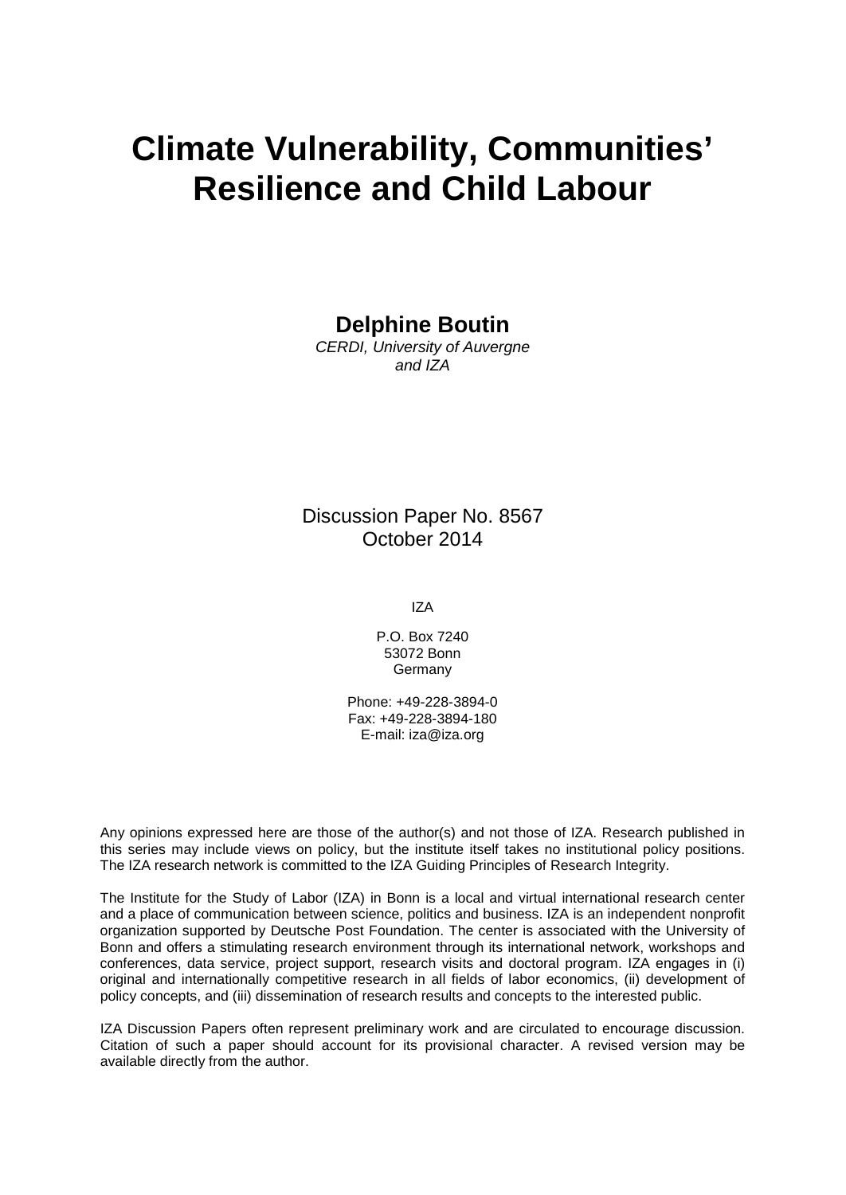# Climate Vulnerability, Communities' Resilience and Child Labour

**Delphine Boutin**

*CERDI, University of Auvergne and IZA*

Discussion Paper No. 8567
October 2014

IZA

P.O. Box 7240
53072 Bonn
Germany

Phone: +49-228-3894-0
Fax: +49-228-3894-180
E-mail: iza@iza.org

Any opinions expressed here are those of the author(s) and not those of IZA. Research published in this series may include views on policy, but the institute itself takes no institutional policy positions. The IZA research network is committed to the IZA Guiding Principles of Research Integrity.

The Institute for the Study of Labor (IZA) in Bonn is a local and virtual international research center and a place of communication between science, politics and business. IZA is an independent nonprofit organization supported by Deutsche Post Foundation. The center is associated with the University of Bonn and offers a stimulating research environment through its international network, workshops and conferences, data service, project support, research visits and doctoral program. IZA engages in (i) original and internationally competitive research in all fields of labor economics, (ii) development of policy concepts, and (iii) dissemination of research results and concepts to the interested public.

IZA Discussion Papers often represent preliminary work and are circulated to encourage discussion. Citation of such a paper should account for its provisional character. A revised version may be available directly from the author.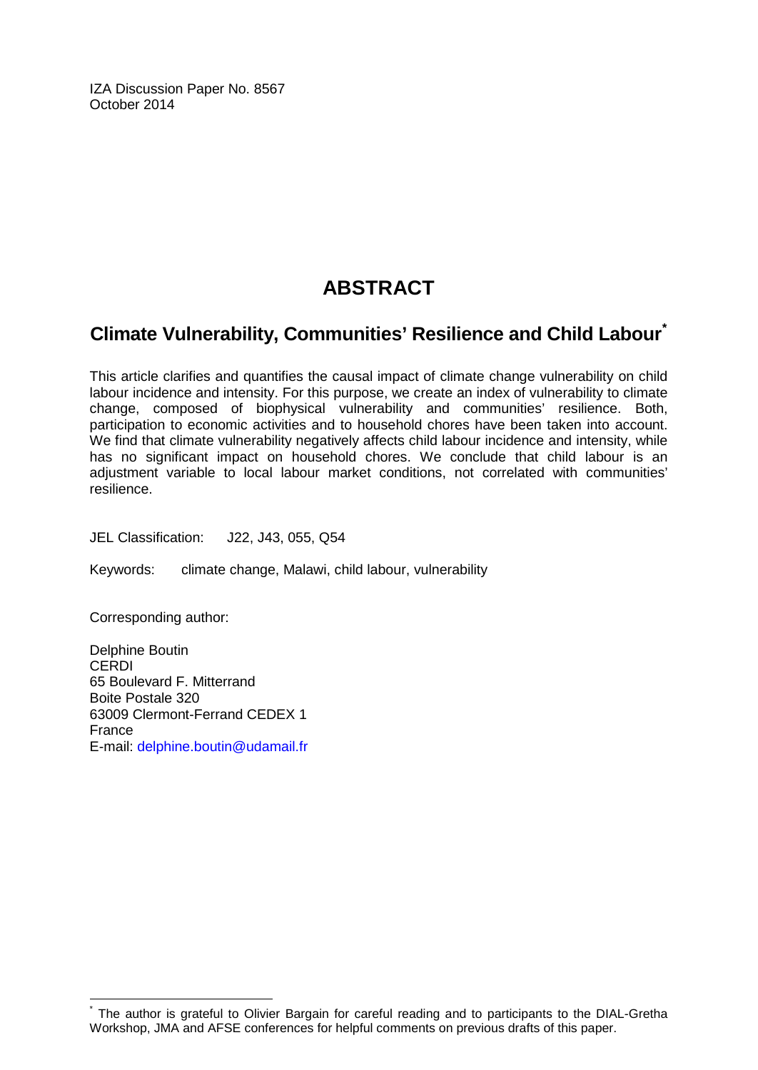IZA Discussion Paper No. 8567
October 2014

# ABSTRACT

## Climate Vulnerability, Communities' Resilience and Child Labour*

This article clarifies and quantifies the causal impact of climate change vulnerability on child labour incidence and intensity. For this purpose, we create an index of vulnerability to climate change, composed of biophysical vulnerability and communities' resilience. Both, participation to economic activities and to household chores have been taken into account. We find that climate vulnerability negatively affects child labour incidence and intensity, while has no significant impact on household chores. We conclude that child labour is an adjustment variable to local labour market conditions, not correlated with communities' resilience.

JEL Classification: J22, J43, 055, Q54

Keywords: climate change, Malawi, child labour, vulnerability

Corresponding author:

Delphine Boutin
CERDI
65 Boulevard F. Mitterrand
Boite Postale 320
63009 Clermont-Ferrand CEDEX 1
France
E-mail: delphine.boutin@udamail.fr

* The author is grateful to Olivier Bargain for careful reading and to participants to the DIAL-Gretha Workshop, JMA and AFSE conferences for helpful comments on previous drafts of this paper.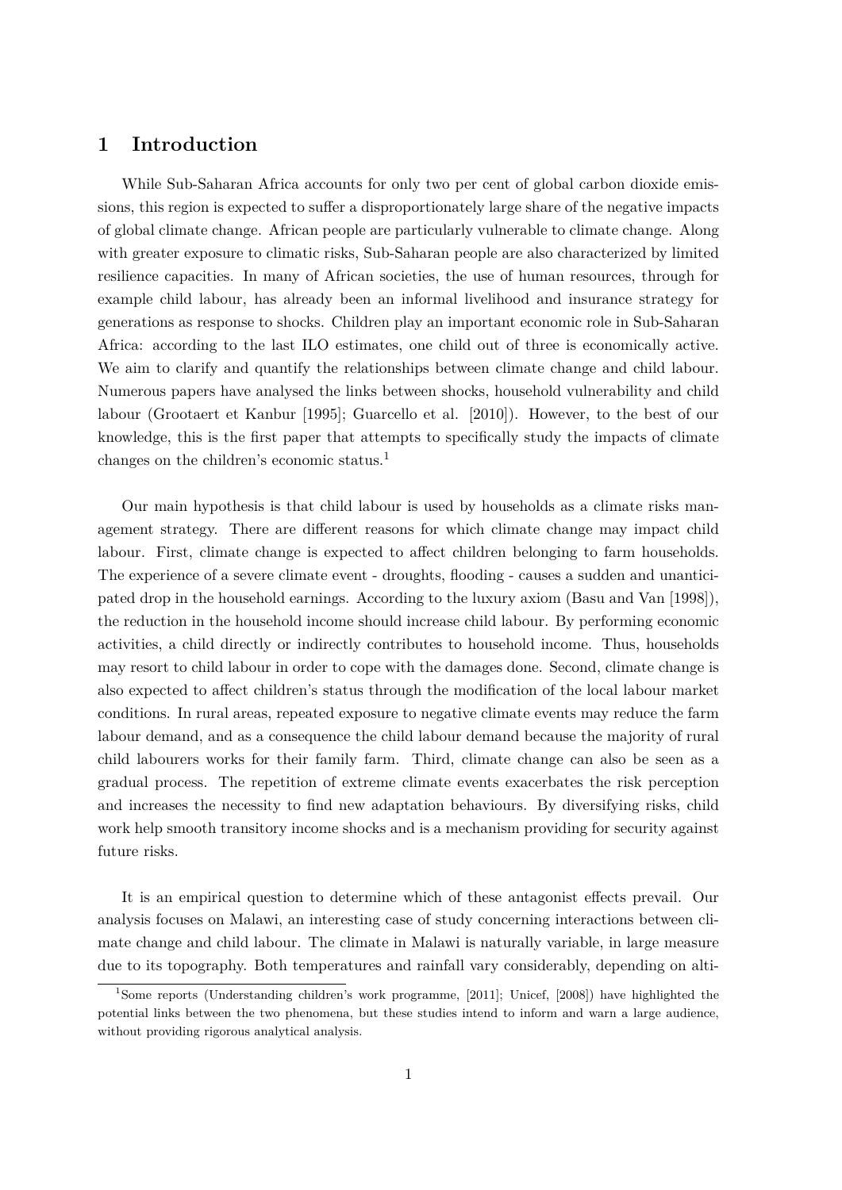# 1 Introduction

While Sub-Saharan Africa accounts for only two per cent of global carbon dioxide emissions, this region is expected to suffer a disproportionately large share of the negative impacts of global climate change. African people are particularly vulnerable to climate change. Along with greater exposure to climatic risks, Sub-Saharan people are also characterized by limited resilience capacities. In many of African societies, the use of human resources, through for example child labour, has already been an informal livelihood and insurance strategy for generations as response to shocks. Children play an important economic role in Sub-Saharan Africa: according to the last ILO estimates, one child out of three is economically active. We aim to clarify and quantify the relationships between climate change and child labour. Numerous papers have analysed the links between shocks, household vulnerability and child labour (Grootaert et Kanbur [1995]; Guarcello et al. [2010]). However, to the best of our knowledge, this is the first paper that attempts to specifically study the impacts of climate changes on the children's economic status.[1]

Our main hypothesis is that child labour is used by households as a climate risks management strategy. There are different reasons for which climate change may impact child labour. First, climate change is expected to affect children belonging to farm households. The experience of a severe climate event - droughts, flooding - causes a sudden and unanticipated drop in the household earnings. According to the luxury axiom (Basu and Van [1998]), the reduction in the household income should increase child labour. By performing economic activities, a child directly or indirectly contributes to household income. Thus, households may resort to child labour in order to cope with the damages done. Second, climate change is also expected to affect children's status through the modification of the local labour market conditions. In rural areas, repeated exposure to negative climate events may reduce the farm labour demand, and as a consequence the child labour demand because the majority of rural child labourers works for their family farm. Third, climate change can also be seen as a gradual process. The repetition of extreme climate events exacerbates the risk perception and increases the necessity to find new adaptation behaviours. By diversifying risks, child work help smooth transitory income shocks and is a mechanism providing for security against future risks.

It is an empirical question to determine which of these antagonist effects prevail. Our analysis focuses on Malawi, an interesting case of study concerning interactions between climate change and child labour. The climate in Malawi is naturally variable, in large measure due to its topography. Both temperatures and rainfall vary considerably, depending on alti-

[1] Some reports (Understanding children's work programme, [2011]; Unicef, [2008]) have highlighted the potential links between the two phenomena, but these studies intend to inform and warn a large audience, without providing rigorous analytical analysis.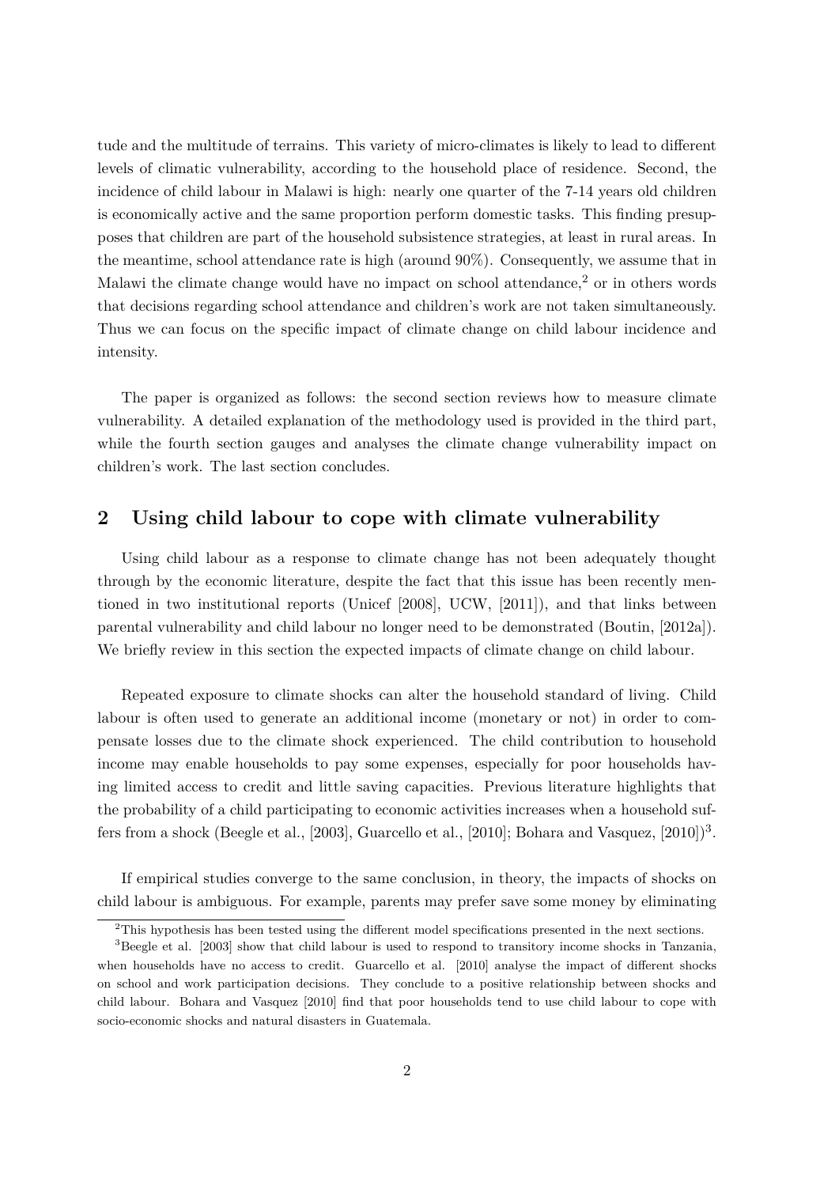tude and the multitude of terrains. This variety of micro-climates is likely to lead to different levels of climatic vulnerability, according to the household place of residence. Second, the incidence of child labour in Malawi is high: nearly one quarter of the 7-14 years old children is economically active and the same proportion perform domestic tasks. This finding presupposes that children are part of the household subsistence strategies, at least in rural areas. In the meantime, school attendance rate is high (around 90%). Consequently, we assume that in Malawi the climate change would have no impact on school attendance,[2] or in others words that decisions regarding school attendance and children's work are not taken simultaneously. Thus we can focus on the specific impact of climate change on child labour incidence and intensity.

The paper is organized as follows: the second section reviews how to measure climate vulnerability. A detailed explanation of the methodology used is provided in the third part, while the fourth section gauges and analyses the climate change vulnerability impact on children's work. The last section concludes.

## 2 Using child labour to cope with climate vulnerability

Using child labour as a response to climate change has not been adequately thought through by the economic literature, despite the fact that this issue has been recently mentioned in two institutional reports (Unicef [2008], UCW, [2011]), and that links between parental vulnerability and child labour no longer need to be demonstrated (Boutin, [2012a]). We briefly review in this section the expected impacts of climate change on child labour.

Repeated exposure to climate shocks can alter the household standard of living. Child labour is often used to generate an additional income (monetary or not) in order to compensate losses due to the climate shock experienced. The child contribution to household income may enable households to pay some expenses, especially for poor households having limited access to credit and little saving capacities. Previous literature highlights that the probability of a child participating to economic activities increases when a household suffers from a shock (Beegle et al., [2003], Guarcello et al., [2010]; Bohara and Vasquez, [2010])[3].

If empirical studies converge to the same conclusion, in theory, the impacts of shocks on child labour is ambiguous. For example, parents may prefer save some money by eliminating

[2] This hypothesis has been tested using the different model specifications presented in the next sections.

[3] Beegle et al. [2003] show that child labour is used to respond to transitory income shocks in Tanzania, when households have no access to credit. Guarcello et al. [2010] analyse the impact of different shocks on school and work participation decisions. They conclude to a positive relationship between shocks and child labour. Bohara and Vasquez [2010] find that poor households tend to use child labour to cope with socio-economic shocks and natural disasters in Guatemala.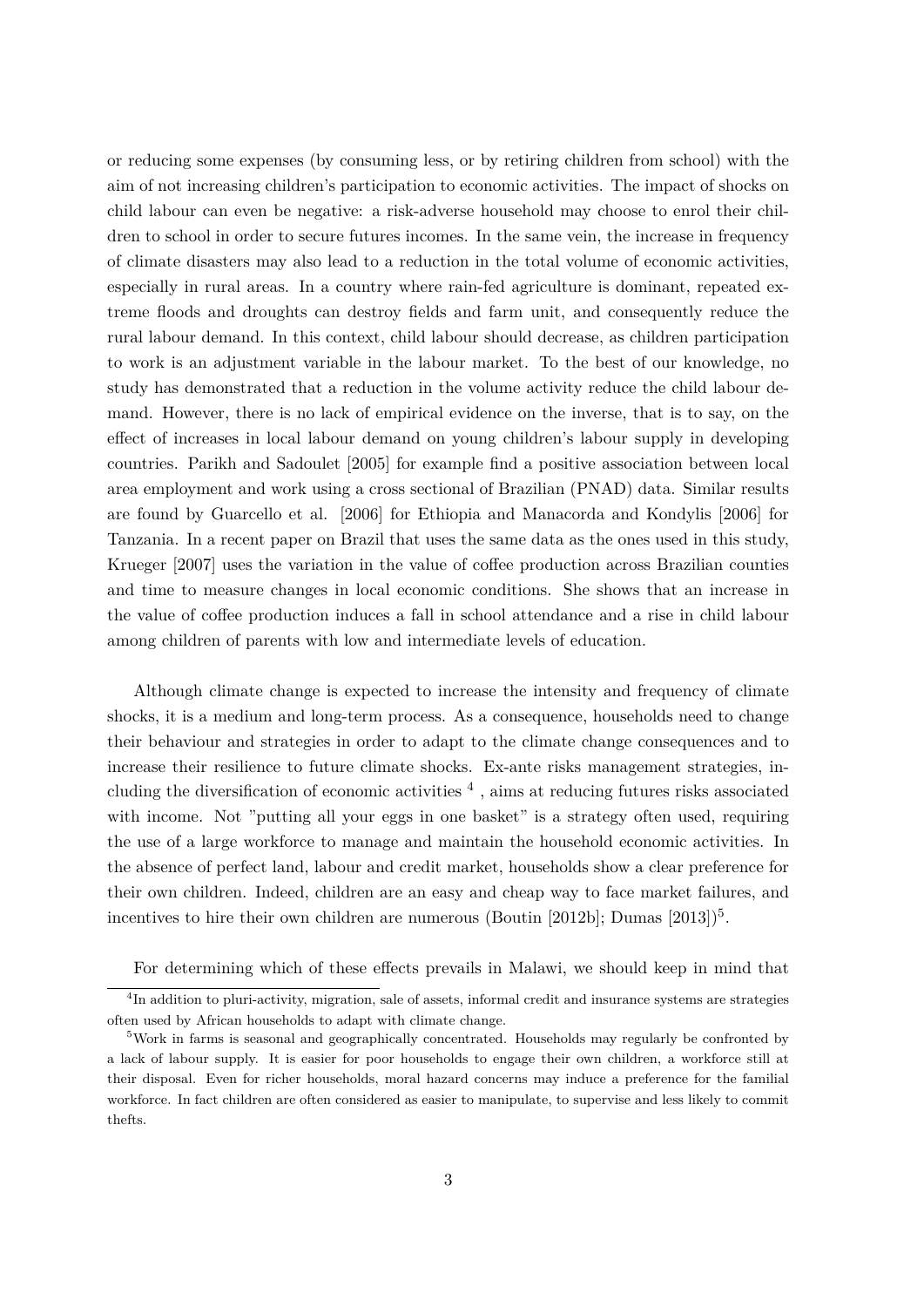or reducing some expenses (by consuming less, or by retiring children from school) with the aim of not increasing children's participation to economic activities. The impact of shocks on child labour can even be negative: a risk-adverse household may choose to enrol their children to school in order to secure futures incomes. In the same vein, the increase in frequency of climate disasters may also lead to a reduction in the total volume of economic activities, especially in rural areas. In a country where rain-fed agriculture is dominant, repeated extreme floods and droughts can destroy fields and farm unit, and consequently reduce the rural labour demand. In this context, child labour should decrease, as children participation to work is an adjustment variable in the labour market. To the best of our knowledge, no study has demonstrated that a reduction in the volume activity reduce the child labour demand. However, there is no lack of empirical evidence on the inverse, that is to say, on the effect of increases in local labour demand on young children's labour supply in developing countries. Parikh and Sadoulet [2005] for example find a positive association between local area employment and work using a cross sectional of Brazilian (PNAD) data. Similar results are found by Guarcello et al. [2006] for Ethiopia and Manacorda and Kondylis [2006] for Tanzania. In a recent paper on Brazil that uses the same data as the ones used in this study, Krueger [2007] uses the variation in the value of coffee production across Brazilian counties and time to measure changes in local economic conditions. She shows that an increase in the value of coffee production induces a fall in school attendance and a rise in child labour among children of parents with low and intermediate levels of education.

Although climate change is expected to increase the intensity and frequency of climate shocks, it is a medium and long-term process. As a consequence, households need to change their behaviour and strategies in order to adapt to the climate change consequences and to increase their resilience to future climate shocks. Ex-ante risks management strategies, including the diversification of economic activities [4] , aims at reducing futures risks associated with income. Not "putting all your eggs in one basket" is a strategy often used, requiring the use of a large workforce to manage and maintain the household economic activities. In the absence of perfect land, labour and credit market, households show a clear preference for their own children. Indeed, children are an easy and cheap way to face market failures, and incentives to hire their own children are numerous (Boutin [2012b]; Dumas [2013])[5].

For determining which of these effects prevails in Malawi, we should keep in mind that

---

[4] In addition to pluri-activity, migration, sale of assets, informal credit and insurance systems are strategies often used by African households to adapt with climate change.

[5] Work in farms is seasonal and geographically concentrated. Households may regularly be confronted by a lack of labour supply. It is easier for poor households to engage their own children, a workforce still at their disposal. Even for richer households, moral hazard concerns may induce a preference for the familial workforce. In fact children are often considered as easier to manipulate, to supervise and less likely to commit thefts.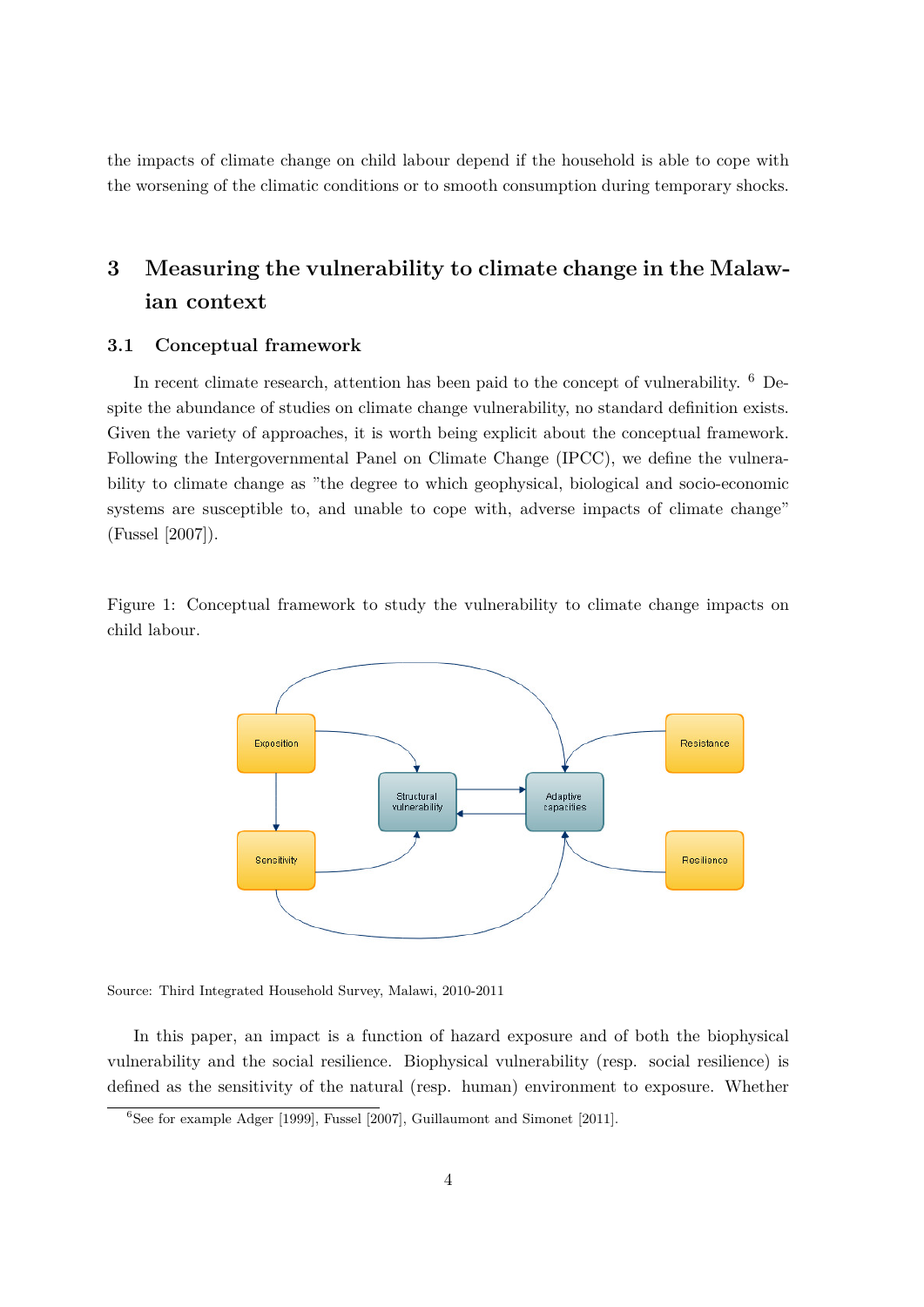the impacts of climate change on child labour depend if the household is able to cope with the worsening of the climatic conditions or to smooth consumption during temporary shocks.

# 3 Measuring the vulnerability to climate change in the Malawian context

## 3.1 Conceptual framework

In recent climate research, attention has been paid to the concept of vulnerability. [6] Despite the abundance of studies on climate change vulnerability, no standard definition exists. Given the variety of approaches, it is worth being explicit about the conceptual framework. Following the Intergovernmental Panel on Climate Change (IPCC), we define the vulnerability to climate change as "the degree to which geophysical, biological and socio-economic systems are susceptible to, and unable to cope with, adverse impacts of climate change" (Fussel [2007]).

Figure 1: Conceptual framework to study the vulnerability to climate change impacts on child labour.

Exposition | Structural vulnerability | Adaptive capacities | Resistance | Sensitivity | Resilience

Source: Third Integrated Household Survey, Malawi, 2010-2011

In this paper, an impact is a function of hazard exposure and of both the biophysical vulnerability and the social resilience. Biophysical vulnerability (resp. social resilience) is defined as the sensitivity of the natural (resp. human) environment to exposure. Whether

[6] See for example Adger [1999], Fussel [2007], Guillaumont and Simonet [2011].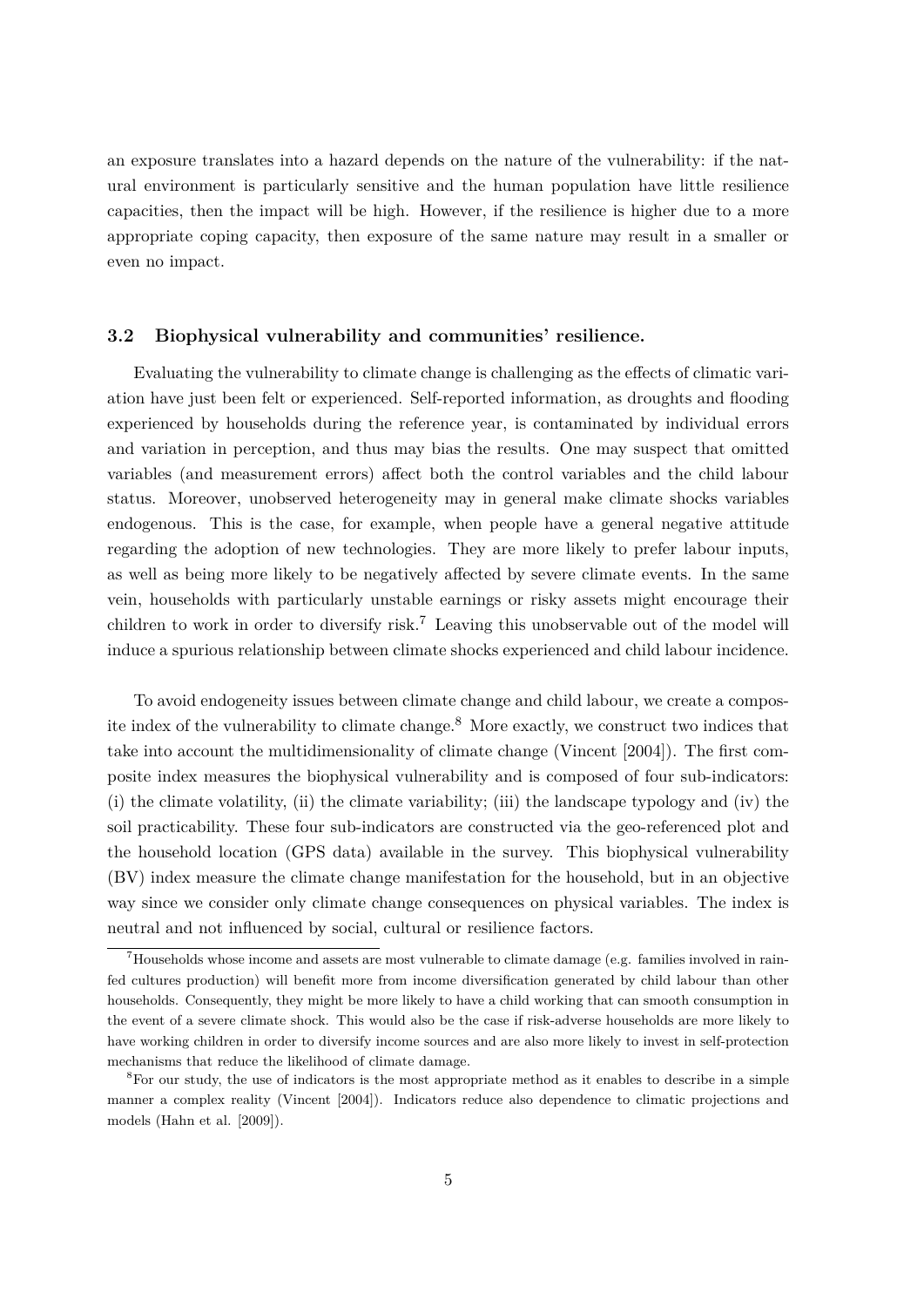an exposure translates into a hazard depends on the nature of the vulnerability: if the natural environment is particularly sensitive and the human population have little resilience capacities, then the impact will be high. However, if the resilience is higher due to a more appropriate coping capacity, then exposure of the same nature may result in a smaller or even no impact.

### 3.2 Biophysical vulnerability and communities' resilience.

Evaluating the vulnerability to climate change is challenging as the effects of climatic variation have just been felt or experienced. Self-reported information, as droughts and flooding experienced by households during the reference year, is contaminated by individual errors and variation in perception, and thus may bias the results. One may suspect that omitted variables (and measurement errors) affect both the control variables and the child labour status. Moreover, unobserved heterogeneity may in general make climate shocks variables endogenous. This is the case, for example, when people have a general negative attitude regarding the adoption of new technologies. They are more likely to prefer labour inputs, as well as being more likely to be negatively affected by severe climate events. In the same vein, households with particularly unstable earnings or risky assets might encourage their children to work in order to diversify risk.[7] Leaving this unobservable out of the model will induce a spurious relationship between climate shocks experienced and child labour incidence.

To avoid endogeneity issues between climate change and child labour, we create a composite index of the vulnerability to climate change.[8] More exactly, we construct two indices that take into account the multidimensionality of climate change (Vincent [2004]). The first composite index measures the biophysical vulnerability and is composed of four sub-indicators: (i) the climate volatility, (ii) the climate variability; (iii) the landscape typology and (iv) the soil practicability. These four sub-indicators are constructed via the geo-referenced plot and the household location (GPS data) available in the survey. This biophysical vulnerability (BV) index measure the climate change manifestation for the household, but in an objective way since we consider only climate change consequences on physical variables. The index is neutral and not influenced by social, cultural or resilience factors.

[7] Households whose income and assets are most vulnerable to climate damage (e.g. families involved in rain-fed cultures production) will benefit more from income diversification generated by child labour than other households. Consequently, they might be more likely to have a child working that can smooth consumption in the event of a severe climate shock. This would also be the case if risk-adverse households are more likely to have working children in order to diversify income sources and are also more likely to invest in self-protection mechanisms that reduce the likelihood of climate damage.

[8] For our study, the use of indicators is the most appropriate method as it enables to describe in a simple manner a complex reality (Vincent [2004]). Indicators reduce also dependence to climatic projections and models (Hahn et al. [2009]).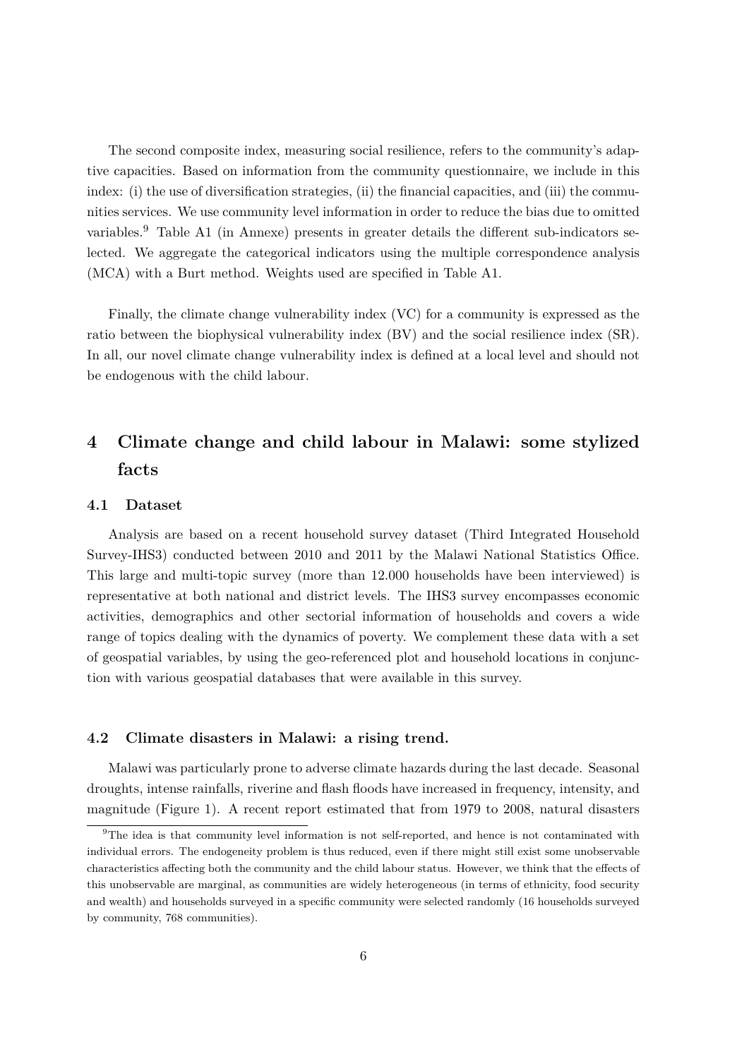The second composite index, measuring social resilience, refers to the community's adaptive capacities. Based on information from the community questionnaire, we include in this index: (i) the use of diversification strategies, (ii) the financial capacities, and (iii) the communities services. We use community level information in order to reduce the bias due to omitted variables.[9] Table A1 (in Annexe) presents in greater details the different sub-indicators selected. We aggregate the categorical indicators using the multiple correspondence analysis (MCA) with a Burt method. Weights used are specified in Table A1.

Finally, the climate change vulnerability index (VC) for a community is expressed as the ratio between the biophysical vulnerability index (BV) and the social resilience index (SR). In all, our novel climate change vulnerability index is defined at a local level and should not be endogenous with the child labour.

# 4 Climate change and child labour in Malawi: some stylized facts

## 4.1 Dataset

Analysis are based on a recent household survey dataset (Third Integrated Household Survey-IHS3) conducted between 2010 and 2011 by the Malawi National Statistics Office. This large and multi-topic survey (more than 12.000 households have been interviewed) is representative at both national and district levels. The IHS3 survey encompasses economic activities, demographics and other sectorial information of households and covers a wide range of topics dealing with the dynamics of poverty. We complement these data with a set of geospatial variables, by using the geo-referenced plot and household locations in conjunction with various geospatial databases that were available in this survey.

## 4.2 Climate disasters in Malawi: a rising trend.

Malawi was particularly prone to adverse climate hazards during the last decade. Seasonal droughts, intense rainfalls, riverine and flash floods have increased in frequency, intensity, and magnitude (Figure 1). A recent report estimated that from 1979 to 2008, natural disasters

[9] The idea is that community level information is not self-reported, and hence is not contaminated with individual errors. The endogeneity problem is thus reduced, even if there might still exist some unobservable characteristics affecting both the community and the child labour status. However, we think that the effects of this unobservable are marginal, as communities are widely heterogeneous (in terms of ethnicity, food security and wealth) and households surveyed in a specific community were selected randomly (16 households surveyed by community, 768 communities).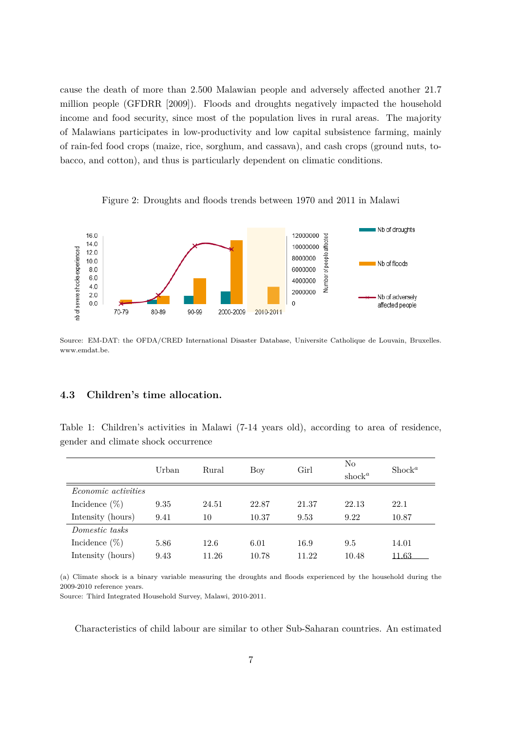cause the death of more than 2.500 Malawian people and adversely affected another 21.7 million people (GFDRR [2009]). Floods and droughts negatively impacted the household income and food security, since most of the population lives in rural areas. The majority of Malawians participates in low-productivity and low capital subsistence farming, mainly of rain-fed food crops (maize, rice, sorghum, and cassava), and cash crops (ground nuts, tobacco, and cotton), and thus is particularly dependent on climatic conditions.

Figure 2: Droughts and floods trends between 1970 and 2011 in Malawi

Source: EM-DAT: the OFDA/CRED International Disaster Database, Universite Catholique de Louvain, Bruxelles. www.emdat.be.

### 4.3 Children's time allocation.

Table 1: Children's activities in Malawi (7-14 years old), according to area of residence, gender and climate shock occurrence

| | Urban | Rural | Boy | Girl | No shock[a] | Shock[a] |
|---|---|---|---|---|---|---|
| *Economic activities* | | | | | | |
| Incidence (%) | 9.35 | 24.51 | 22.87 | 21.37 | 22.13 | 22.1 |
| Intensity (hours) | 9.41 | 10 | 10.37 | 9.53 | 9.22 | 10.87 |
| *Domestic tasks* | | | | | | |
| Incidence (%) | 5.86 | 12.6 | 6.01 | 16.9 | 9.5 | 14.01 |
| Intensity (hours) | 9.43 | 11.26 | 10.78 | 11.22 | 10.48 | 11.63 |

(a) Climate shock is a binary variable measuring the droughts and floods experienced by the household during the 2009-2010 reference years.
Source: Third Integrated Household Survey, Malawi, 2010-2011.

Characteristics of child labour are similar to other Sub-Saharan countries. An estimated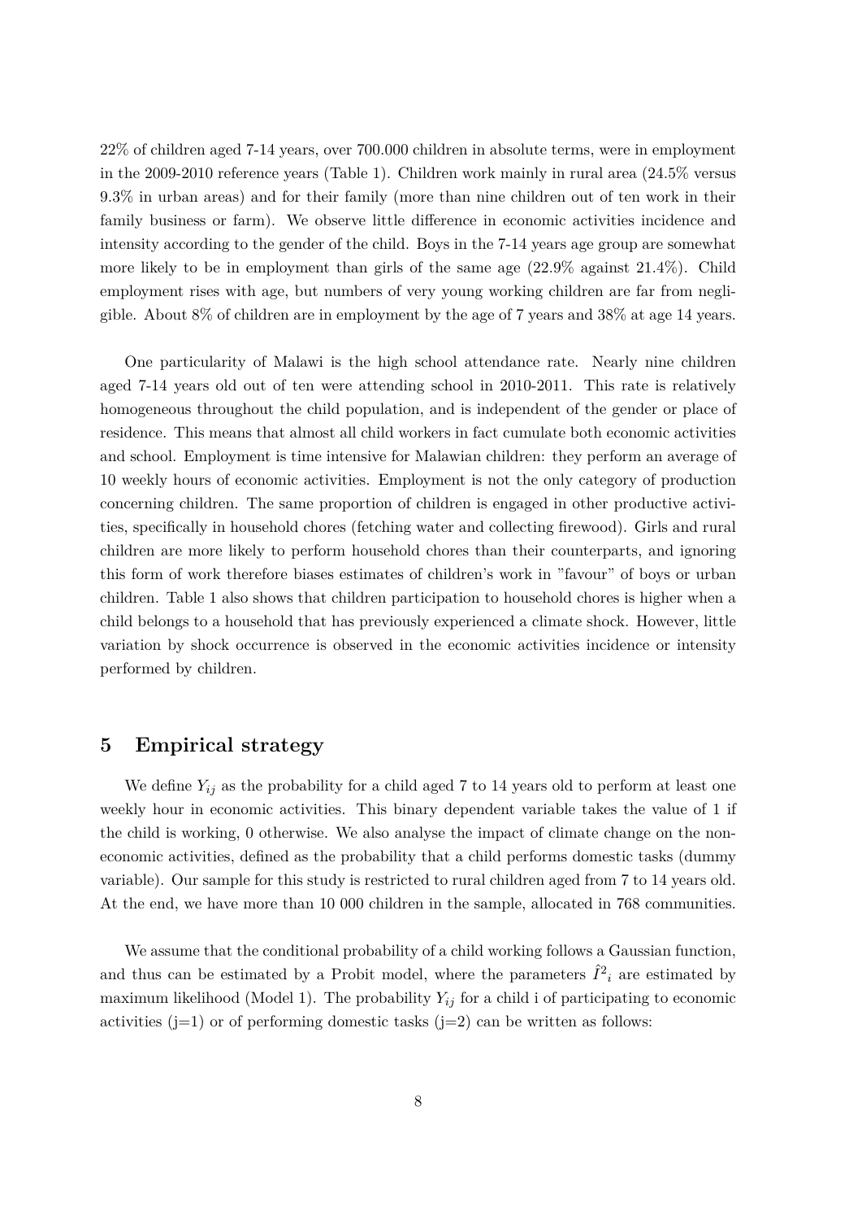22% of children aged 7-14 years, over 700.000 children in absolute terms, were in employment in the 2009-2010 reference years (Table 1). Children work mainly in rural area (24.5% versus 9.3% in urban areas) and for their family (more than nine children out of ten work in their family business or farm). We observe little difference in economic activities incidence and intensity according to the gender of the child. Boys in the 7-14 years age group are somewhat more likely to be in employment than girls of the same age (22.9% against 21.4%). Child employment rises with age, but numbers of very young working children are far from negligible. About 8% of children are in employment by the age of 7 years and 38% at age 14 years.

One particularity of Malawi is the high school attendance rate. Nearly nine children aged 7-14 years old out of ten were attending school in 2010-2011. This rate is relatively homogeneous throughout the child population, and is independent of the gender or place of residence. This means that almost all child workers in fact cumulate both economic activities and school. Employment is time intensive for Malawian children: they perform an average of 10 weekly hours of economic activities. Employment is not the only category of production concerning children. The same proportion of children is engaged in other productive activities, specifically in household chores (fetching water and collecting firewood). Girls and rural children are more likely to perform household chores than their counterparts, and ignoring this form of work therefore biases estimates of children's work in "favour" of boys or urban children. Table 1 also shows that children participation to household chores is higher when a child belongs to a household that has previously experienced a climate shock. However, little variation by shock occurrence is observed in the economic activities incidence or intensity performed by children.

# 5 Empirical strategy

We define $Y_{ij}$ as the probability for a child aged 7 to 14 years old to perform at least one weekly hour in economic activities. This binary dependent variable takes the value of 1 if the child is working, 0 otherwise. We also analyse the impact of climate change on the non-economic activities, defined as the probability that a child performs domestic tasks (dummy variable). Our sample for this study is restricted to rural children aged from 7 to 14 years old. At the end, we have more than 10 000 children in the sample, allocated in 768 communities.

We assume that the conditional probability of a child working follows a Gaussian function, and thus can be estimated by a Probit model, where the parameters $\hat{I}^2{}_i$ are estimated by maximum likelihood (Model 1). The probability $Y_{ij}$ for a child i of participating to economic activities (j=1) or of performing domestic tasks (j=2) can be written as follows: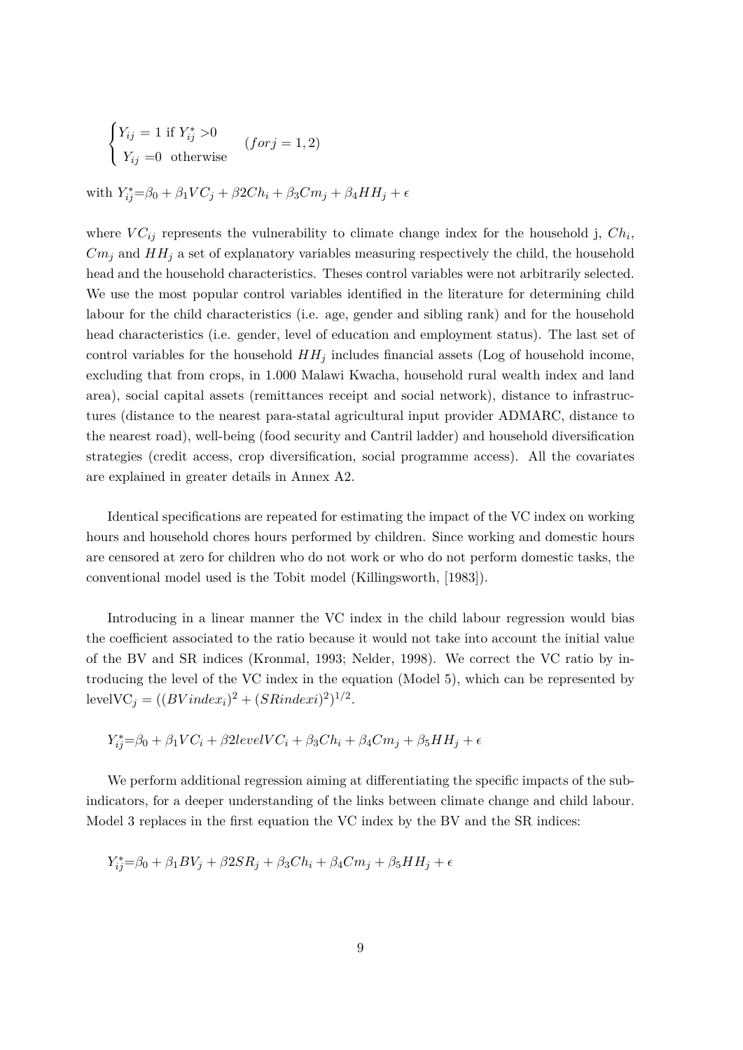$$\begin{cases} Y_{ij} = 1 \text{ if } Y_{ij}^* > 0 \\ Y_{ij} = 0 \text{ otherwise} \end{cases} \quad (for j = 1, 2)$$

with $Y_{ij}^* = \beta_0 + \beta_1 VC_j + \beta 2 Ch_i + \beta_3 Cm_j + \beta_4 HH_j + \epsilon$

where $VC_{ij}$ represents the vulnerability to climate change index for the household j, $Ch_i$, $Cm_j$ and $HH_j$ a set of explanatory variables measuring respectively the child, the household head and the household characteristics. Theses control variables were not arbitrarily selected. We use the most popular control variables identified in the literature for determining child labour for the child characteristics (i.e. age, gender and sibling rank) and for the household head characteristics (i.e. gender, level of education and employment status). The last set of control variables for the household $HH_j$ includes financial assets (Log of household income, excluding that from crops, in 1.000 Malawi Kwacha, household rural wealth index and land area), social capital assets (remittances receipt and social network), distance to infrastructures (distance to the nearest para-statal agricultural input provider ADMARC, distance to the nearest road), well-being (food security and Cantril ladder) and household diversification strategies (credit access, crop diversification, social programme access). All the covariates are explained in greater details in Annex A2.

Identical specifications are repeated for estimating the impact of the VC index on working hours and household chores hours performed by children. Since working and domestic hours are censored at zero for children who do not work or who do not perform domestic tasks, the conventional model used is the Tobit model (Killingsworth, [1983]).

Introducing in a linear manner the VC index in the child labour regression would bias the coefficient associated to the ratio because it would not take into account the initial value of the BV and SR indices (Kronmal, 1993; Nelder, 1998). We correct the VC ratio by introducing the level of the VC index in the equation (Model 5), which can be represented by $\text{levelVC}_j = ((BVindex_i)^2 + (SRindexi)^2)^{1/2}$.

$$Y_{ij}^* = \beta_0 + \beta_1 VC_i + \beta 2 levelVC_i + \beta_3 Ch_i + \beta_4 Cm_j + \beta_5 HH_j + \epsilon$$

We perform additional regression aiming at differentiating the specific impacts of the sub-indicators, for a deeper understanding of the links between climate change and child labour. Model 3 replaces in the first equation the VC index by the BV and the SR indices:

$$Y_{ij}^* = \beta_0 + \beta_1 BV_j + \beta 2 SR_j + \beta_3 Ch_i + \beta_4 Cm_j + \beta_5 HH_j + \epsilon$$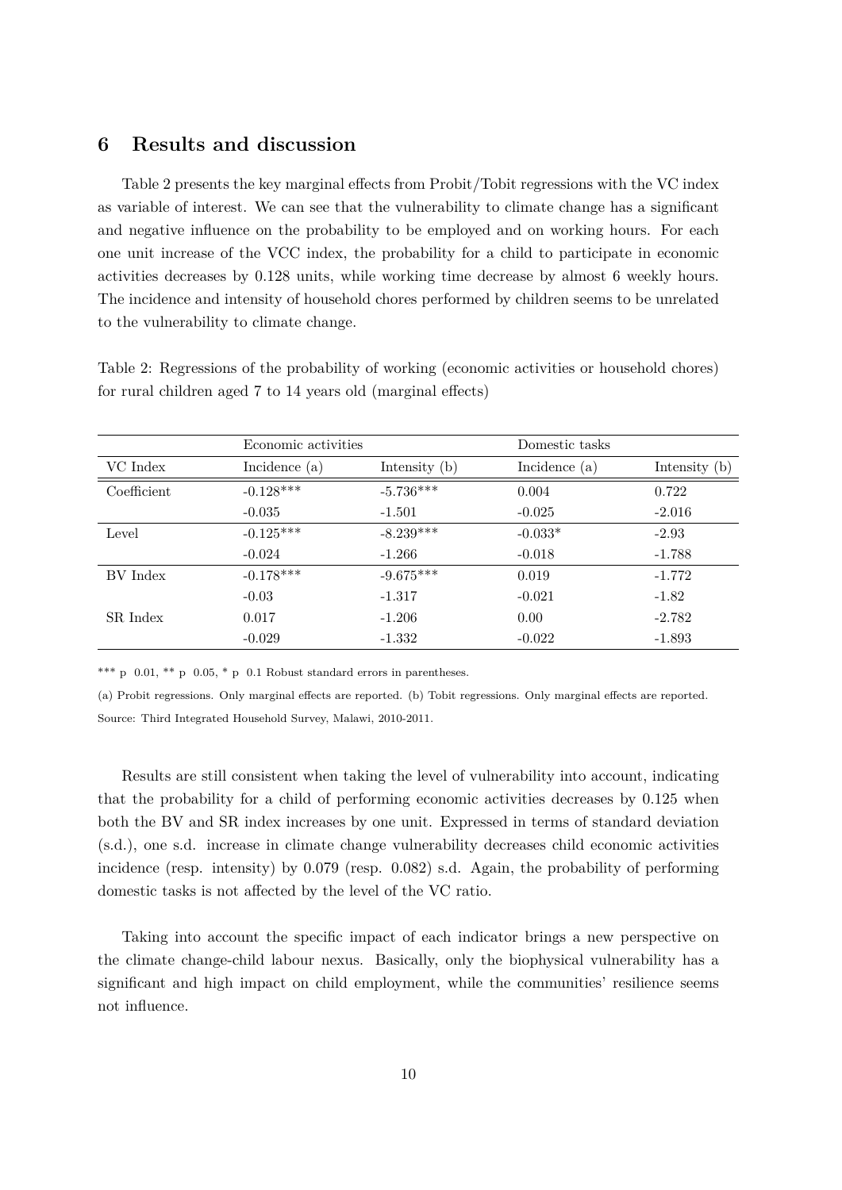## 6 Results and discussion

Table 2 presents the key marginal effects from Probit/Tobit regressions with the VC index as variable of interest. We can see that the vulnerability to climate change has a significant and negative influence on the probability to be employed and on working hours. For each one unit increase of the VCC index, the probability for a child to participate in economic activities decreases by 0.128 units, while working time decrease by almost 6 weekly hours. The incidence and intensity of household chores performed by children seems to be unrelated to the vulnerability to climate change.

Table 2: Regressions of the probability of working (economic activities or household chores) for rural children aged 7 to 14 years old (marginal effects)

| | Economic activities | | Domestic tasks | |
|---|---|---|---|---|
| VC Index | Incidence (a) | Intensity (b) | Incidence (a) | Intensity (b) |
| Coefficient | -0.128*** | -5.736*** | 0.004 | 0.722 |
| | -0.035 | -1.501 | -0.025 | -2.016 |
| Level | -0.125*** | -8.239*** | -0.033* | -2.93 |
| | -0.024 | -1.266 | -0.018 | -1.788 |
| BV Index | -0.178*** | -9.675*** | 0.019 | -1.772 |
| | -0.03 | -1.317 | -0.021 | -1.82 |
| SR Index | 0.017 | -1.206 | 0.00 | -2.782 |
| | -0.029 | -1.332 | -0.022 | -1.893 |

*** p 0.01, ** p 0.05, * p 0.1 Robust standard errors in parentheses.

(a) Probit regressions. Only marginal effects are reported. (b) Tobit regressions. Only marginal effects are reported.

Source: Third Integrated Household Survey, Malawi, 2010-2011.

Results are still consistent when taking the level of vulnerability into account, indicating that the probability for a child of performing economic activities decreases by 0.125 when both the BV and SR index increases by one unit. Expressed in terms of standard deviation (s.d.), one s.d. increase in climate change vulnerability decreases child economic activities incidence (resp. intensity) by 0.079 (resp. 0.082) s.d. Again, the probability of performing domestic tasks is not affected by the level of the VC ratio.

Taking into account the specific impact of each indicator brings a new perspective on the climate change-child labour nexus. Basically, only the biophysical vulnerability has a significant and high impact on child employment, while the communities' resilience seems not influence.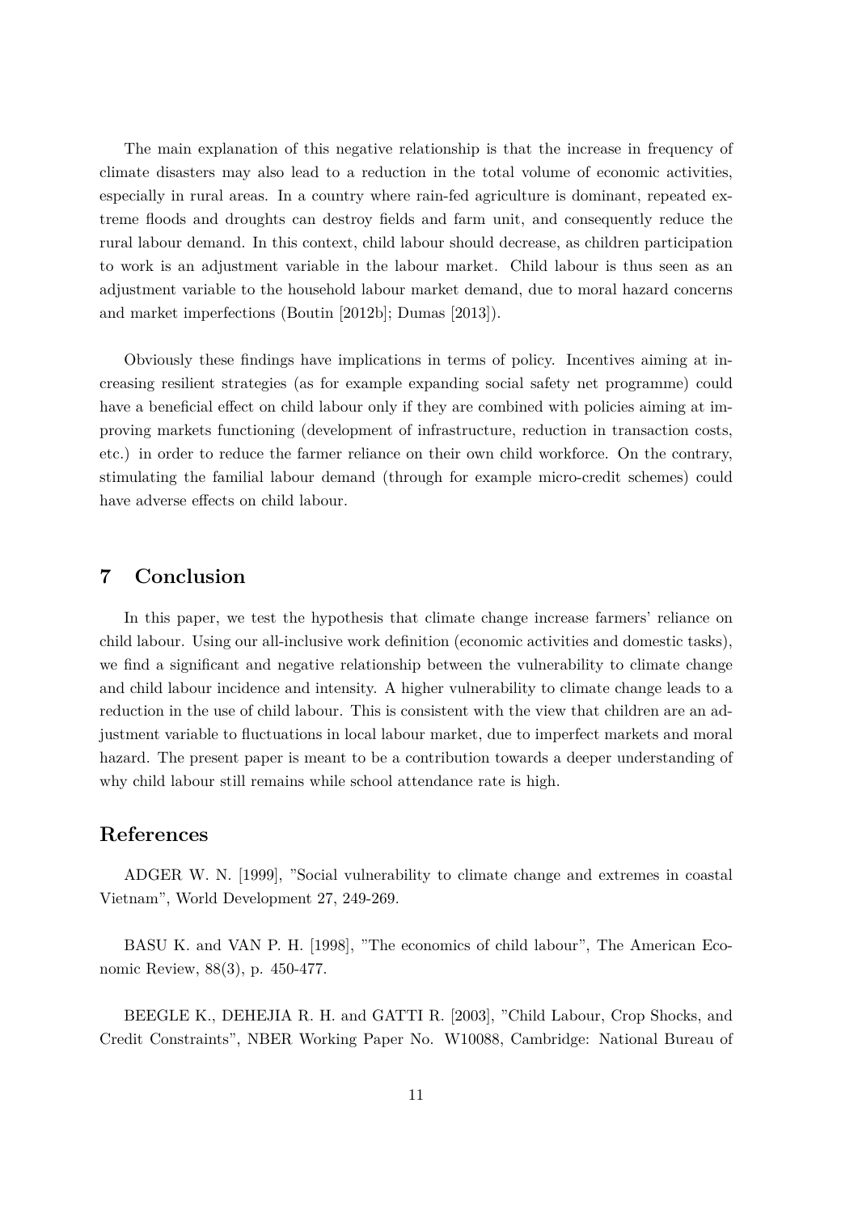The main explanation of this negative relationship is that the increase in frequency of climate disasters may also lead to a reduction in the total volume of economic activities, especially in rural areas. In a country where rain-fed agriculture is dominant, repeated extreme floods and droughts can destroy fields and farm unit, and consequently reduce the rural labour demand. In this context, child labour should decrease, as children participation to work is an adjustment variable in the labour market. Child labour is thus seen as an adjustment variable to the household labour market demand, due to moral hazard concerns and market imperfections (Boutin [2012b]; Dumas [2013]).

Obviously these findings have implications in terms of policy. Incentives aiming at increasing resilient strategies (as for example expanding social safety net programme) could have a beneficial effect on child labour only if they are combined with policies aiming at improving markets functioning (development of infrastructure, reduction in transaction costs, etc.) in order to reduce the farmer reliance on their own child workforce. On the contrary, stimulating the familial labour demand (through for example micro-credit schemes) could have adverse effects on child labour.

## 7 Conclusion

In this paper, we test the hypothesis that climate change increase farmers' reliance on child labour. Using our all-inclusive work definition (economic activities and domestic tasks), we find a significant and negative relationship between the vulnerability to climate change and child labour incidence and intensity. A higher vulnerability to climate change leads to a reduction in the use of child labour. This is consistent with the view that children are an adjustment variable to fluctuations in local labour market, due to imperfect markets and moral hazard. The present paper is meant to be a contribution towards a deeper understanding of why child labour still remains while school attendance rate is high.

## References

ADGER W. N. [1999], "Social vulnerability to climate change and extremes in coastal Vietnam", World Development 27, 249-269.

BASU K. and VAN P. H. [1998], "The economics of child labour", The American Economic Review, 88(3), p. 450-477.

BEEGLE K., DEHEJIA R. H. and GATTI R. [2003], "Child Labour, Crop Shocks, and Credit Constraints", NBER Working Paper No. W10088, Cambridge: National Bureau of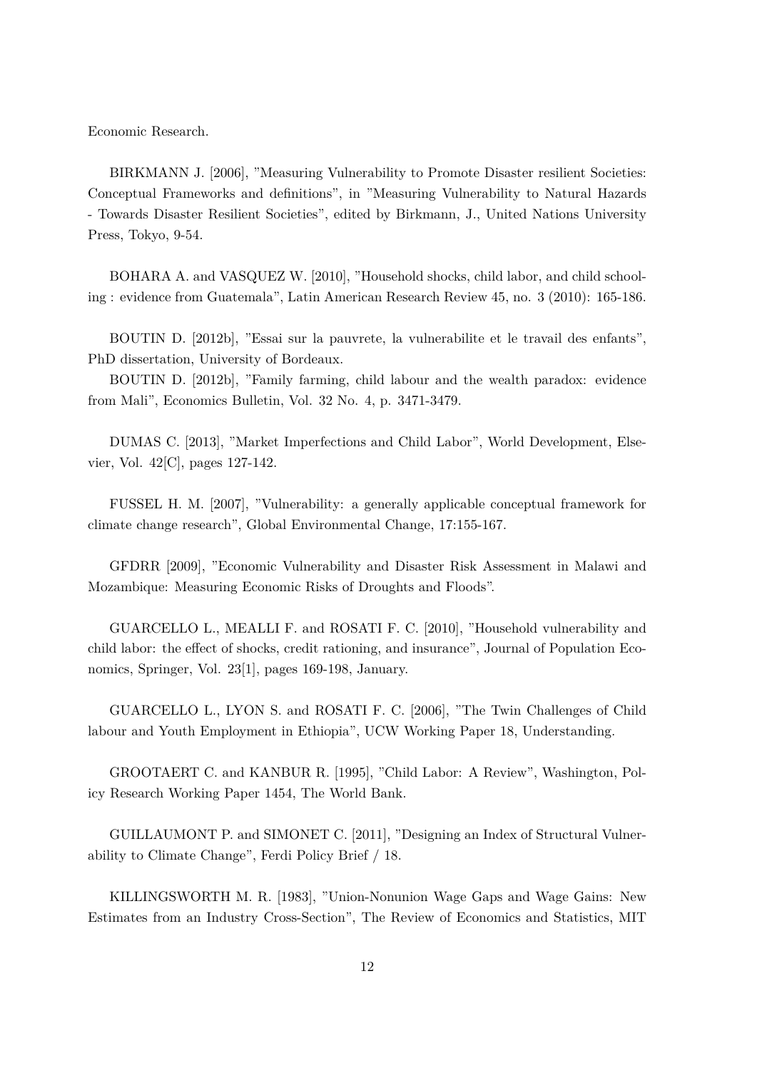Economic Research.

BIRKMANN J. [2006], "Measuring Vulnerability to Promote Disaster resilient Societies: Conceptual Frameworks and definitions", in "Measuring Vulnerability to Natural Hazards - Towards Disaster Resilient Societies", edited by Birkmann, J., United Nations University Press, Tokyo, 9-54.

BOHARA A. and VASQUEZ W. [2010], "Household shocks, child labor, and child schooling : evidence from Guatemala", Latin American Research Review 45, no. 3 (2010): 165-186.

BOUTIN D. [2012b], "Essai sur la pauvrete, la vulnerabilite et le travail des enfants", PhD dissertation, University of Bordeaux.

BOUTIN D. [2012b], "Family farming, child labour and the wealth paradox: evidence from Mali", Economics Bulletin, Vol. 32 No. 4, p. 3471-3479.

DUMAS C. [2013], "Market Imperfections and Child Labor", World Development, Elsevier, Vol. 42[C], pages 127-142.

FUSSEL H. M. [2007], "Vulnerability: a generally applicable conceptual framework for climate change research", Global Environmental Change, 17:155-167.

GFDRR [2009], "Economic Vulnerability and Disaster Risk Assessment in Malawi and Mozambique: Measuring Economic Risks of Droughts and Floods".

GUARCELLO L., MEALLI F. and ROSATI F. C. [2010], "Household vulnerability and child labor: the effect of shocks, credit rationing, and insurance", Journal of Population Economics, Springer, Vol. 23[1], pages 169-198, January.

GUARCELLO L., LYON S. and ROSATI F. C. [2006], "The Twin Challenges of Child labour and Youth Employment in Ethiopia", UCW Working Paper 18, Understanding.

GROOTAERT C. and KANBUR R. [1995], "Child Labor: A Review", Washington, Policy Research Working Paper 1454, The World Bank.

GUILLAUMONT P. and SIMONET C. [2011], "Designing an Index of Structural Vulnerability to Climate Change", Ferdi Policy Brief / 18.

KILLINGSWORTH M. R. [1983], "Union-Nonunion Wage Gaps and Wage Gains: New Estimates from an Industry Cross-Section", The Review of Economics and Statistics, MIT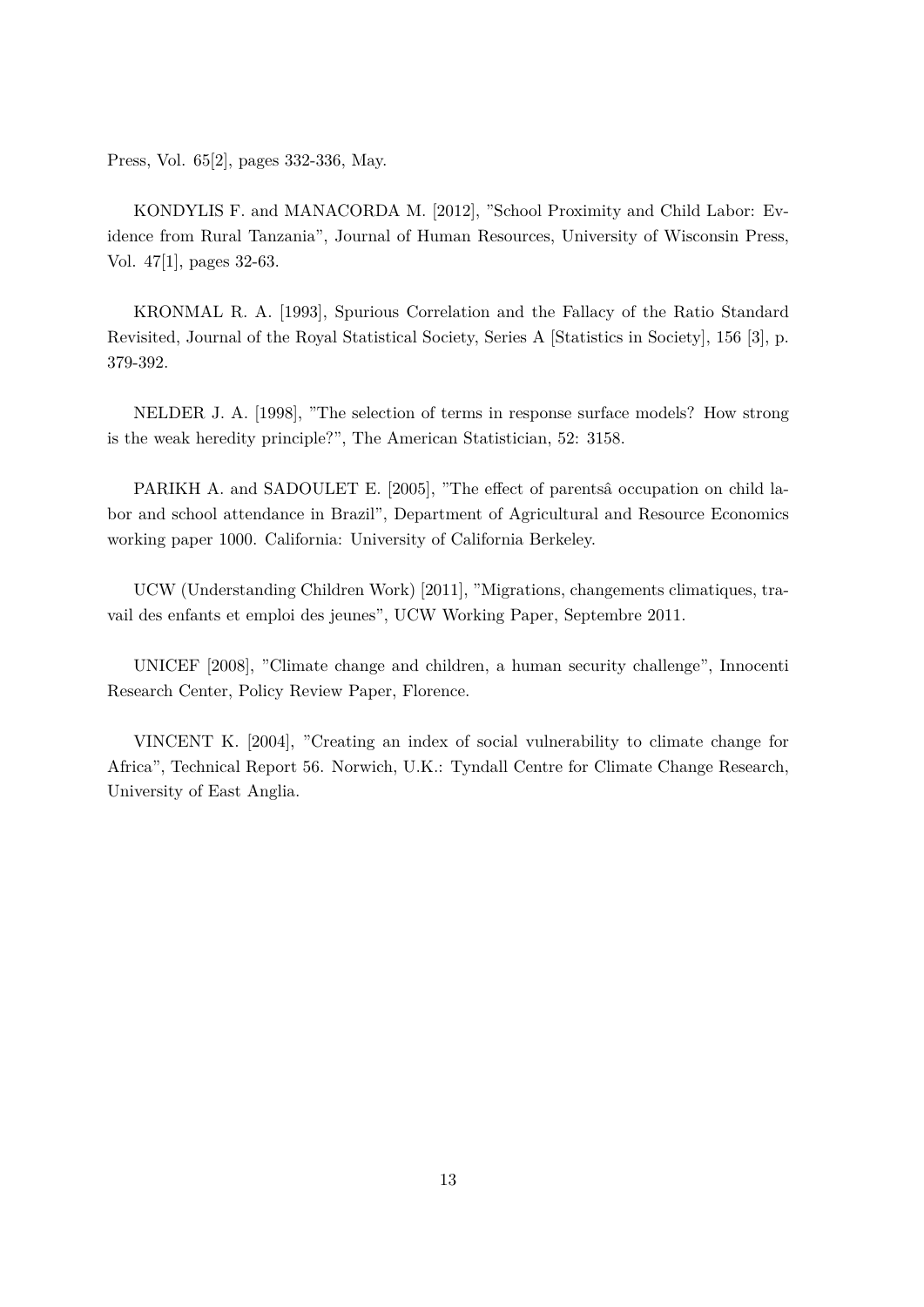Press, Vol. 65[2], pages 332-336, May.

KONDYLIS F. and MANACORDA M. [2012], "School Proximity and Child Labor: Evidence from Rural Tanzania", Journal of Human Resources, University of Wisconsin Press, Vol. 47[1], pages 32-63.

KRONMAL R. A. [1993], Spurious Correlation and the Fallacy of the Ratio Standard Revisited, Journal of the Royal Statistical Society, Series A [Statistics in Society], 156 [3], p. 379-392.

NELDER J. A. [1998], "The selection of terms in response surface models? How strong is the weak heredity principle?", The American Statistician, 52: 3158.

PARIKH A. and SADOULET E. [2005], "The effect of parentsâ occupation on child labor and school attendance in Brazil", Department of Agricultural and Resource Economics working paper 1000. California: University of California Berkeley.

UCW (Understanding Children Work) [2011], "Migrations, changements climatiques, travail des enfants et emploi des jeunes", UCW Working Paper, Septembre 2011.

UNICEF [2008], "Climate change and children, a human security challenge", Innocenti Research Center, Policy Review Paper, Florence.

VINCENT K. [2004], "Creating an index of social vulnerability to climate change for Africa", Technical Report 56. Norwich, U.K.: Tyndall Centre for Climate Change Research, University of East Anglia.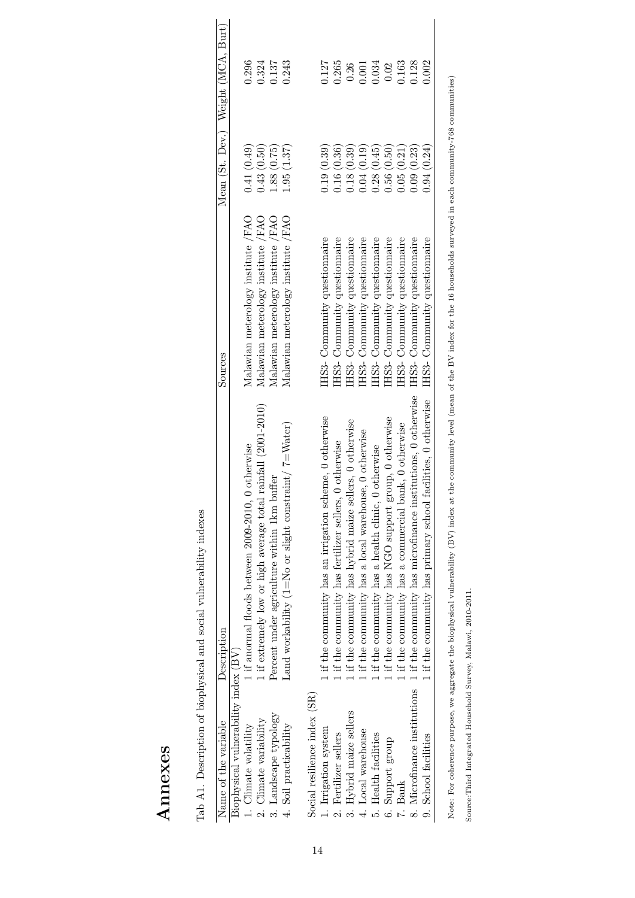# Annexes

Tab A1. Description of biophysical and social vulnerability indexes

| Name of the variable | Description | Sources | Mean (St. Dev.) | Weight (MCA, Burt) |
|---|---|---|---|---|
| Biophysical vulnerability index (BV) | | | | |
| 1. Climate volatility | 1 if anormal floods between 2009-2010, 0 otherwise | Malawian meterology institute /FAO | 0.41 (0.49) | 0.296 |
| 2. Climate variability | 1 if extremely low or high average total rainfall (2001-2010) | Malawian meterology institute /FAO | 0.43 (0.50) | 0.324 |
| 3. Landscape typology | Percent under agriculture within 1km buffer | Malawian meterology institute /FAO | 1.88 (0.75) | 0.137 |
| 4. Soil practicability | Land workability (1=No or slight constraint/ 7=Water) | Malawian meterology institute /FAO | 1.95 (1.37) | 0.243 |
| Social resilience index (SR) | | | | |
| 1. Irrigation system | 1 if the community has an irrigation scheme, 0 otherwise | IHS3- Community questionnaire | 0.19 (0.39) | 0.127 |
| 2. Fertilizer sellers | 1 if the community has fertilizer sellers, 0 otherwise | IHS3- Community questionnaire | 0.16 (0.36) | 0.265 |
| 3. Hybrid maize sellers | 1 if the community has hybrid maize sellers, 0 otherwise | IHS3- Community questionnaire | 0.18 (0.39) | 0.26 |
| 4. Local warehouse | 1 if the community has a local warehouse, 0 otherwise | IHS3- Community questionnaire | 0.04 (0.19) | 0.001 |
| 5. Health facilities | 1 if the community has a health clinic, 0 otherwise | IHS3- Community questionnaire | 0.28 (0.45) | 0.034 |
| 6. Support group | 1 if the community has NGO support group, 0 otherwise | IHS3- Community questionnaire | 0.56 (0.50) | 0.02 |
| 7. Bank | 1 if the community has a commercial bank, 0 otherwise | IHS3- Community questionnaire | 0.05 (0.21) | 0.163 |
| 8. Microfinance institutions | 1 if the community has microfinance institutions, 0 otherwise | IHS3- Community questionnaire | 0.09 (0.23) | 0.128 |
| 9. School facilities | 1 if the community has primary school facilities, 0 otherwise | IHS3- Community questionnaire | 0.94 (0.24) | 0.002 |

Note: For coherence purpose, we aggregate the biophysical vulnerability (BV) index at the community level (mean of the BV index for the 16 households surveyed in each community-768 communities)

Source:Third Integrated Household Survey, Malawi, 2010-2011.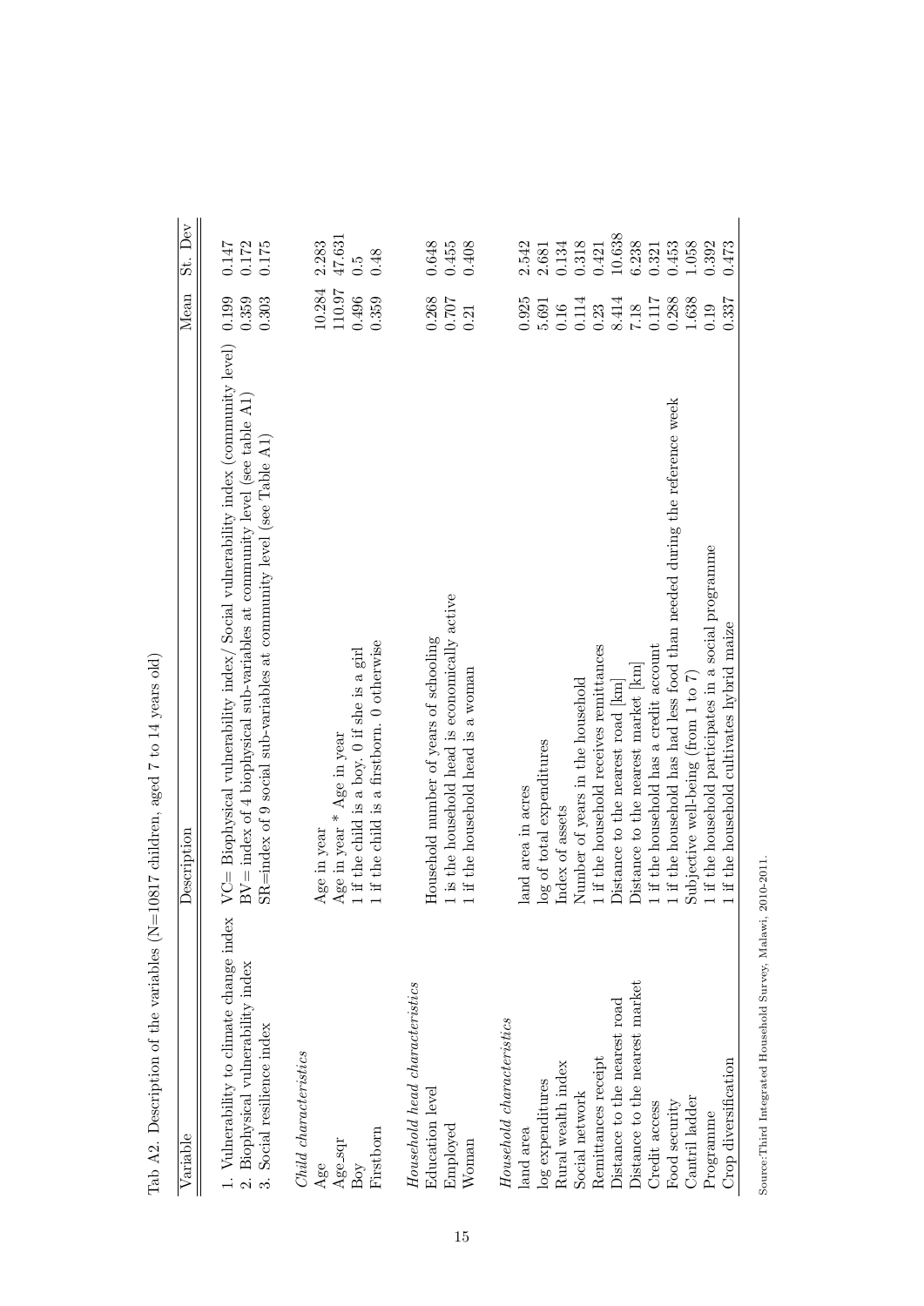Tab A2. Description of the variables (N=10817 children, aged 7 to 14 years old)

| Variable | Description | Mean | St. Dev |
|---|---|---|---|
| 1. Vulnerability to climate change index | VC= Biophysical vulnerability index/ Social vulnerability index (community level) | 0.199 | 0.147 |
| 2. Biophysical vulnerability index | BV = index of 4 biophysical sub-variables at community level (see table A1) | 0.359 | 0.172 |
| 3. Social resilience index | SR=index of 9 social sub-variables at community level (see Table A1) | 0.303 | 0.175 |
| *Child characteristics* | | | |
| Age | Age in year | 10.284 | 2.283 |
| Age_sqr | Age in year * Age in year | 110.97 | 47.631 |
| Boy | 1 if the child is a boy. 0 if she is a girl | 0.496 | 0.5 |
| Firstborn | 1 if the child is a firstborn. 0 otherwise | 0.359 | 0.48 |
| *Household head characteristics* | | | |
| Education level | Household number of years of schooling | 0.268 | 0.648 |
| Employed | 1 is the household head is economically active | 0.707 | 0.455 |
| Woman | 1 if the household head is a woman | 0.21 | 0.408 |
| *Household characteristics* | | | |
| land area | land area in acres | 0.925 | 2.542 |
| log expenditures | log of total expenditures | 5.691 | 2.681 |
| Rural wealth index | Index of assets | 0.16 | 0.134 |
| Social network | Number of years in the household | 0.114 | 0.318 |
| Remittances receipt | 1 if the household receives remittances | 0.23 | 0.421 |
| Distance to the nearest road | Distance to the nearest road [km] | 8.414 | 10.638 |
| Distance to the nearest market | Distance to the nearest market [km] | 7.18 | 6.238 |
| Credit access | 1 if the household has a credit account | 0.117 | 0.321 |
| Food security | 1 if the household has had less food than needed during the reference week | 0.288 | 0.453 |
| Cantril ladder | Subjective well-being (from 1 to 7) | 1.638 | 1.058 |
| Programme | 1 if the household participates in a social programme | 0.19 | 0.392 |
| Crop diversification | 1 if the household cultivates hybrid maize | 0.337 | 0.473 |

Source:Third Integrated Household Survey, Malawi, 2010-2011.